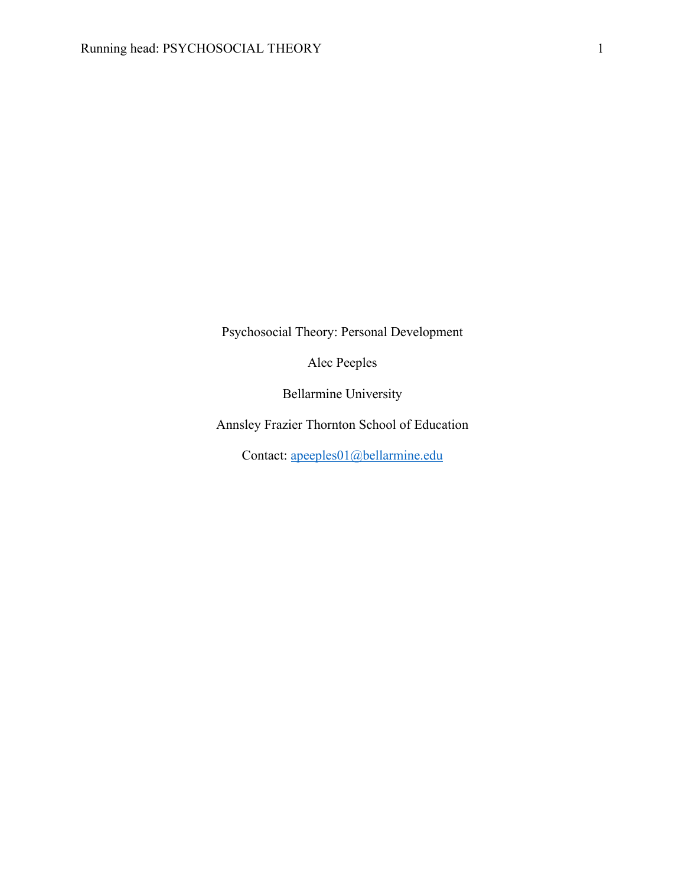# Psychosocial Theory: Personal Development

Alec Peeples

Bellarmine University

Annsley Frazier Thornton School of Education

Contact: apeeples01@bellarmine.edu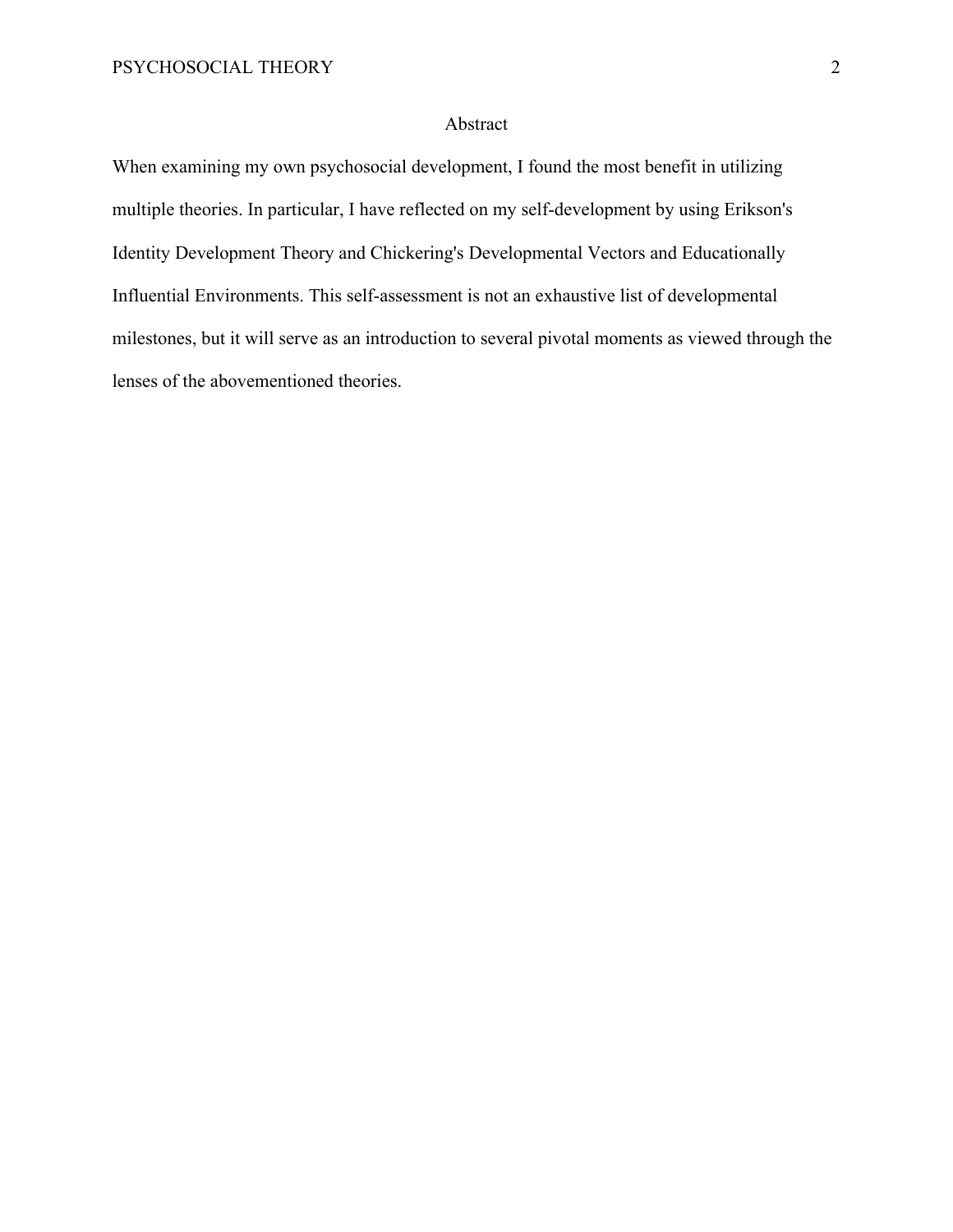# Abstract

When examining my own psychosocial development, I found the most benefit in utilizing multiple theories. In particular, I have reflected on my self-development by using Erikson's Identity Development Theory and Chickering's Developmental Vectors and Educationally Influential Environments. This self-assessment is not an exhaustive list of developmental milestones, but it will serve as an introduction to several pivotal moments as viewed through the lenses of the abovementioned theories.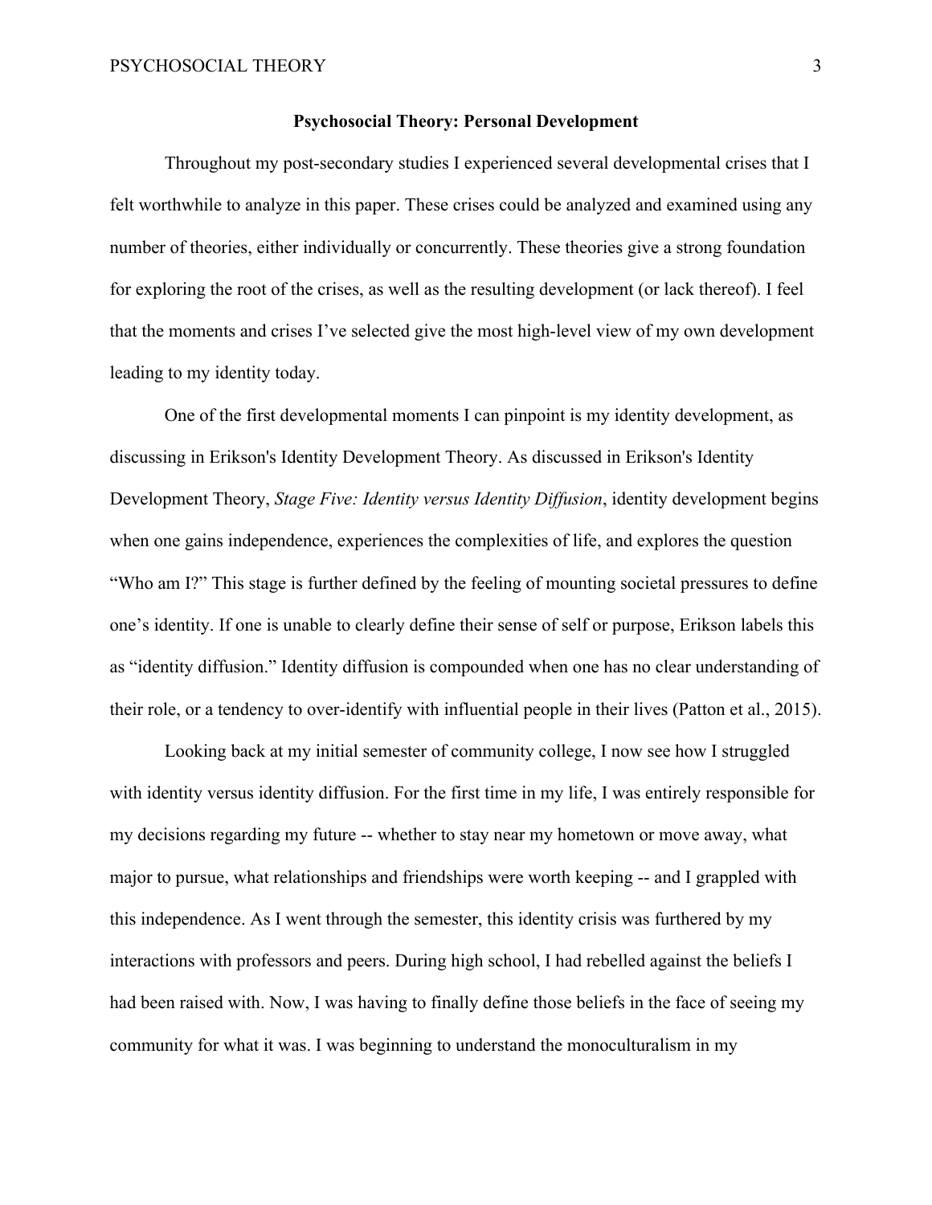## Psychosocial Theory: Personal Development

Throughout my post-secondary studies I experienced several developmental crises that I felt worthwhile to analyze in this paper. These crises could be analyzed and examined using any number of theories, either individually or concurrently. These theories give a strong foundation for exploring the root of the crises, as well as the resulting development (or lack thereof). I feel that the moments and crises I've selected give the most high-level view of my own development leading to my identity today.

One of the first developmental moments I can pinpoint is my identity development, as discussing in Erikson's Identity Development Theory. As discussed in Erikson's Identity Development Theory, *Stage Five: Identity versus Identity Diffusion*, identity development begins when one gains independence, experiences the complexities of life, and explores the question "Who am I?" This stage is further defined by the feeling of mounting societal pressures to define one's identity. If one is unable to clearly define their sense of self or purpose, Erikson labels this as "identity diffusion." Identity diffusion is compounded when one has no clear understanding of their role, or a tendency to over-identify with influential people in their lives (Patton et al., 2015).

Looking back at my initial semester of community college, I now see how I struggled with identity versus identity diffusion. For the first time in my life, I was entirely responsible for my decisions regarding my future -- whether to stay near my hometown or move away, what major to pursue, what relationships and friendships were worth keeping -- and I grappled with this independence. As I went through the semester, this identity crisis was furthered by my interactions with professors and peers. During high school, I had rebelled against the beliefs I had been raised with. Now, I was having to finally define those beliefs in the face of seeing my community for what it was. I was beginning to understand the monoculturalism in my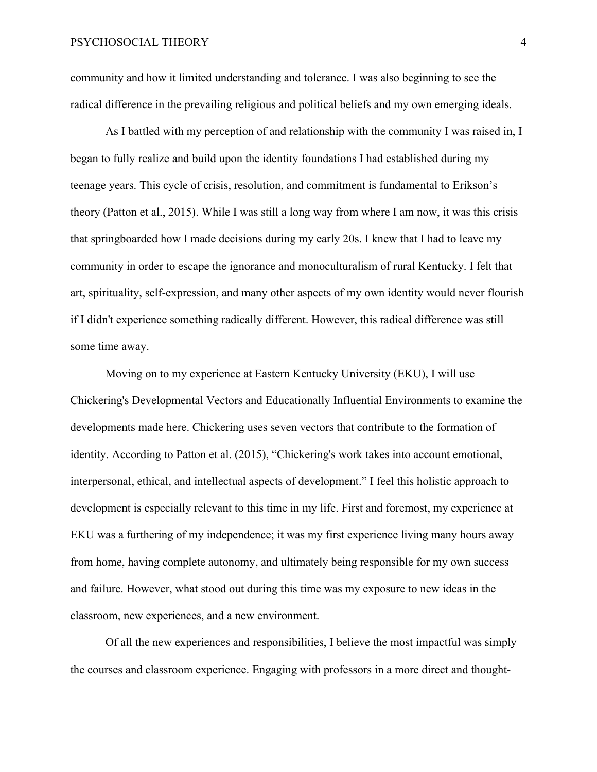community and how it limited understanding and tolerance. I was also beginning to see the radical difference in the prevailing religious and political beliefs and my own emerging ideals.

As I battled with my perception of and relationship with the community I was raised in, I began to fully realize and build upon the identity foundations I had established during my teenage years. This cycle of crisis, resolution, and commitment is fundamental to Erikson's theory (Patton et al., 2015). While I was still a long way from where I am now, it was this crisis that springboarded how I made decisions during my early 20s. I knew that I had to leave my community in order to escape the ignorance and monoculturalism of rural Kentucky. I felt that art, spirituality, self-expression, and many other aspects of my own identity would never flourish if I didn't experience something radically different. However, this radical difference was still some time away.

Moving on to my experience at Eastern Kentucky University (EKU), I will use Chickering's Developmental Vectors and Educationally Influential Environments to examine the developments made here. Chickering uses seven vectors that contribute to the formation of identity. According to Patton et al. (2015), "Chickering's work takes into account emotional, interpersonal, ethical, and intellectual aspects of development." I feel this holistic approach to development is especially relevant to this time in my life. First and foremost, my experience at EKU was a furthering of my independence; it was my first experience living many hours away from home, having complete autonomy, and ultimately being responsible for my own success and failure. However, what stood out during this time was my exposure to new ideas in the classroom, new experiences, and a new environment.

Of all the new experiences and responsibilities, I believe the most impactful was simply the courses and classroom experience. Engaging with professors in a more direct and thought-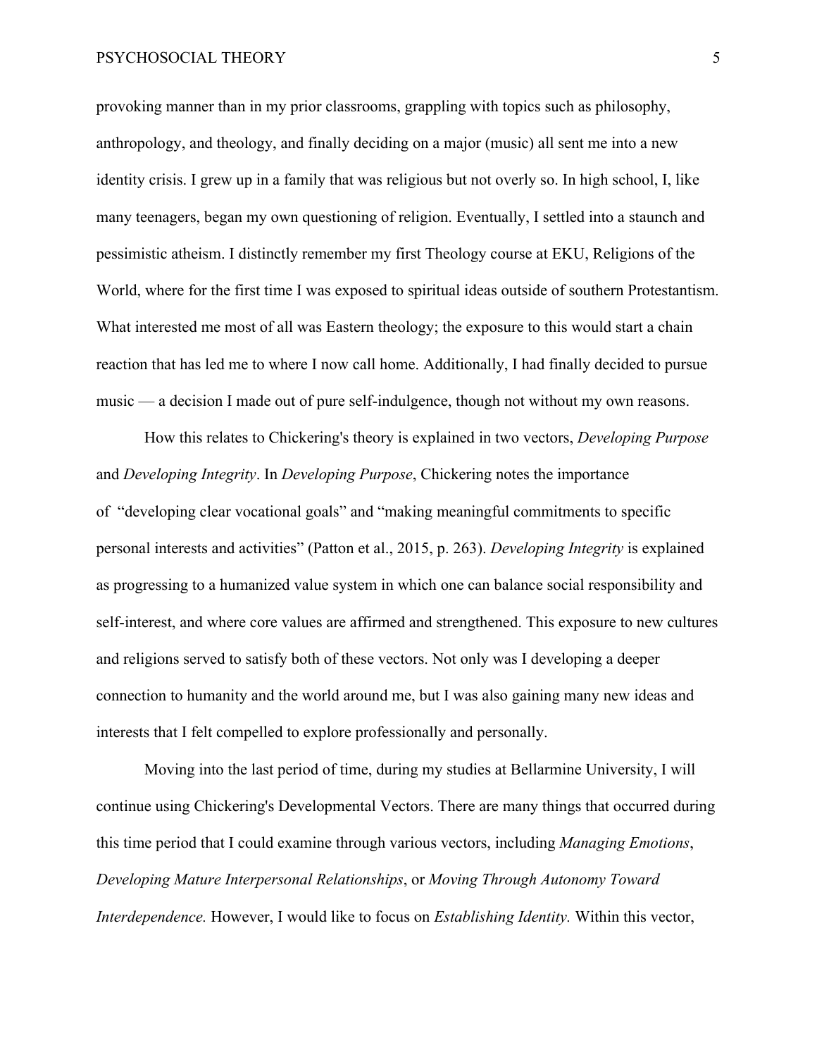provoking manner than in my prior classrooms, grappling with topics such as philosophy, anthropology, and theology, and finally deciding on a major (music) all sent me into a new identity crisis. I grew up in a family that was religious but not overly so. In high school, I, like many teenagers, began my own questioning of religion. Eventually, I settled into a staunch and pessimistic atheism. I distinctly remember my first Theology course at EKU, Religions of the World, where for the first time I was exposed to spiritual ideas outside of southern Protestantism. What interested me most of all was Eastern theology; the exposure to this would start a chain reaction that has led me to where I now call home. Additionally, I had finally decided to pursue music — a decision I made out of pure self-indulgence, though not without my own reasons.

How this relates to Chickering's theory is explained in two vectors, *Developing Purpose* and *Developing Integrity*. In *Developing Purpose*, Chickering notes the importance of "developing clear vocational goals" and "making meaningful commitments to specific personal interests and activities" (Patton et al., 2015, p. 263). *Developing Integrity* is explained as progressing to a humanized value system in which one can balance social responsibility and self-interest, and where core values are affirmed and strengthened. This exposure to new cultures and religions served to satisfy both of these vectors. Not only was I developing a deeper connection to humanity and the world around me, but I was also gaining many new ideas and interests that I felt compelled to explore professionally and personally.

Moving into the last period of time, during my studies at Bellarmine University, I will continue using Chickering's Developmental Vectors. There are many things that occurred during this time period that I could examine through various vectors, including *Managing Emotions*, *Developing Mature Interpersonal Relationships*, or *Moving Through Autonomy Toward Interdependence.* However, I would like to focus on *Establishing Identity.* Within this vector,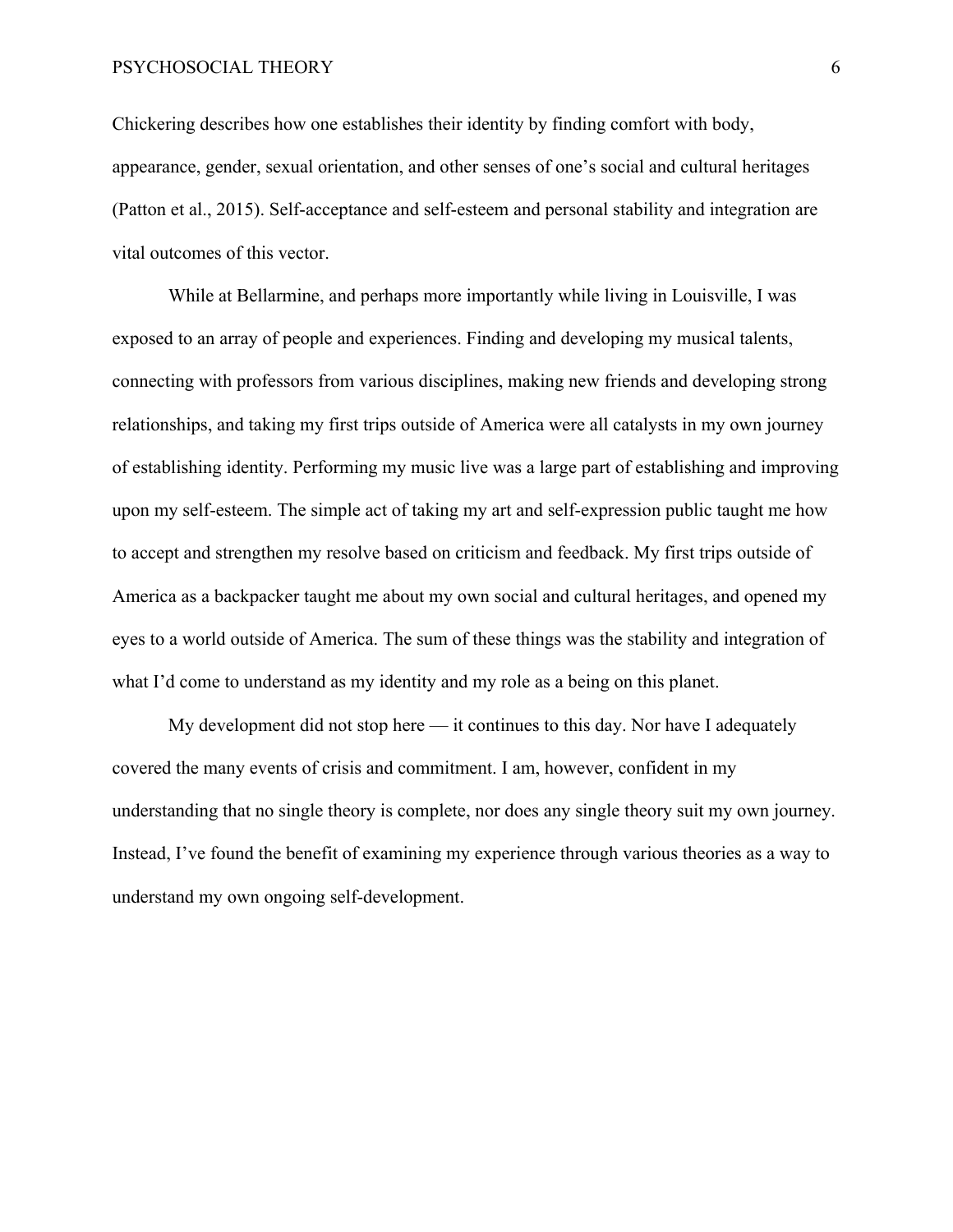Chickering describes how one establishes their identity by finding comfort with body, appearance, gender, sexual orientation, and other senses of one's social and cultural heritages (Patton et al., 2015). Self-acceptance and self-esteem and personal stability and integration are vital outcomes of this vector.

While at Bellarmine, and perhaps more importantly while living in Louisville, I was exposed to an array of people and experiences. Finding and developing my musical talents, connecting with professors from various disciplines, making new friends and developing strong relationships, and taking my first trips outside of America were all catalysts in my own journey of establishing identity. Performing my music live was a large part of establishing and improving upon my self-esteem. The simple act of taking my art and self-expression public taught me how to accept and strengthen my resolve based on criticism and feedback. My first trips outside of America as a backpacker taught me about my own social and cultural heritages, and opened my eyes to a world outside of America. The sum of these things was the stability and integration of what I'd come to understand as my identity and my role as a being on this planet.

My development did not stop here — it continues to this day. Nor have I adequately covered the many events of crisis and commitment. I am, however, confident in my understanding that no single theory is complete, nor does any single theory suit my own journey. Instead, I've found the benefit of examining my experience through various theories as a way to understand my own ongoing self-development.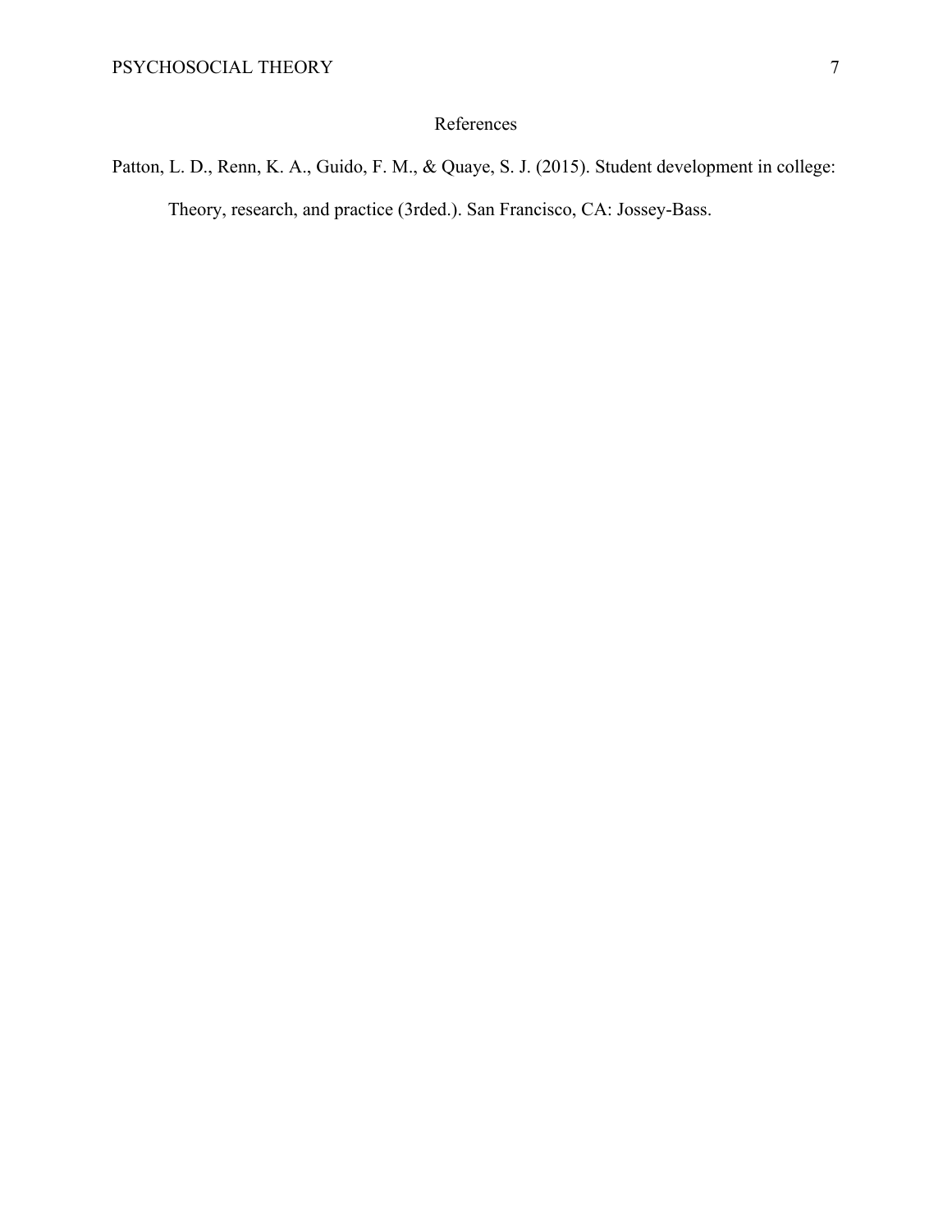# References

Patton, L. D., Renn, K. A., Guido, F. M., & Quaye, S. J. (2015). Student development in college: Theory, research, and practice (3rded.). San Francisco, CA: Jossey-Bass.